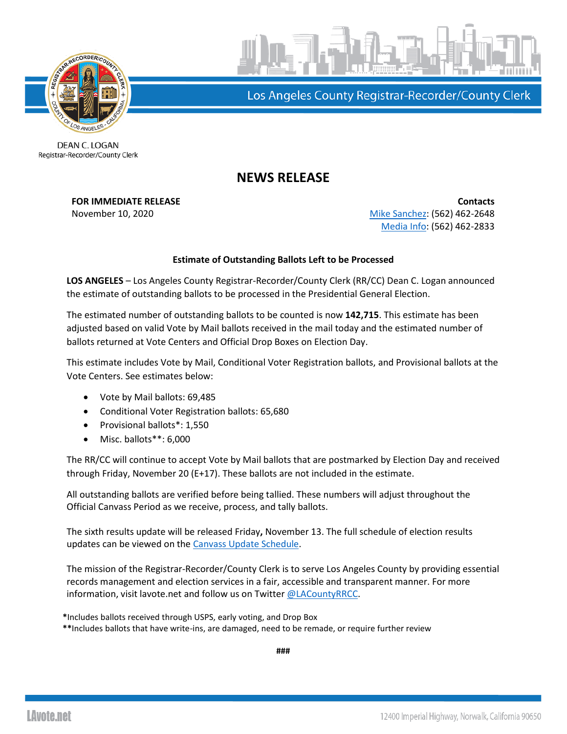Los Angeles County Registrar-Recorder/County Clerk

DEAN C. LOGAN
Registrar-Recorder/County Clerk

# NEWS RELEASE

**FOR IMMEDIATE RELEASE**
November 10, 2020

**Contacts**
Mike Sanchez: (562) 462-2648
Media Info: (562) 462-2833

**Estimate of Outstanding Ballots Left to be Processed**

**LOS ANGELES** – Los Angeles County Registrar-Recorder/County Clerk (RR/CC) Dean C. Logan announced the estimate of outstanding ballots to be processed in the Presidential General Election.

The estimated number of outstanding ballots to be counted is now **142,715**. This estimate has been adjusted based on valid Vote by Mail ballots received in the mail today and the estimated number of ballots returned at Vote Centers and Official Drop Boxes on Election Day.

This estimate includes Vote by Mail, Conditional Voter Registration ballots, and Provisional ballots at the Vote Centers. See estimates below:

- Vote by Mail ballots: 69,485
- Conditional Voter Registration ballots: 65,680
- Provisional ballots*: 1,550
- Misc. ballots**: 6,000

The RR/CC will continue to accept Vote by Mail ballots that are postmarked by Election Day and received through Friday, November 20 (E+17). These ballots are not included in the estimate.

All outstanding ballots are verified before being tallied. These numbers will adjust throughout the Official Canvass Period as we receive, process, and tally ballots.

The sixth results update will be released Friday**,** November 13. The full schedule of election results updates can be viewed on the Canvass Update Schedule.

The mission of the Registrar-Recorder/County Clerk is to serve Los Angeles County by providing essential records management and election services in a fair, accessible and transparent manner. For more information, visit lavote.net and follow us on Twitter @LACountyRRCC.

**\***Includes ballots received through USPS, early voting, and Drop Box
**\*\***Includes ballots that have write-ins, are damaged, need to be remade, or require further review

###

LAvote.net

12400 Imperial Highway, Norwalk, California 90650